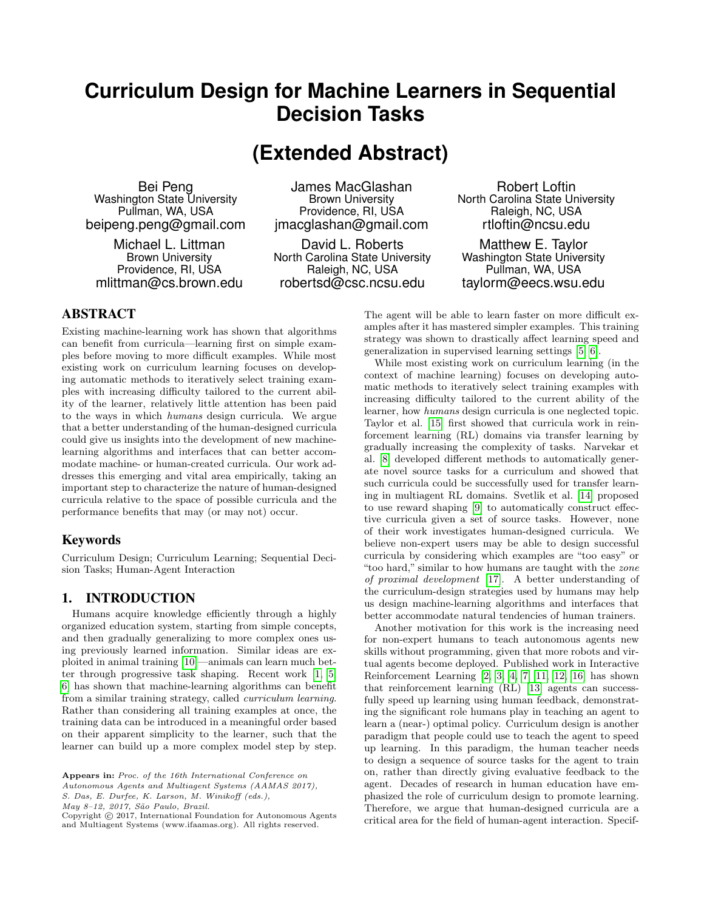# Curriculum Design for Machine Learners in Sequential Decision Tasks

## (Extended Abstract)

Bei Peng
Washington State University
Pullman, WA, USA
beipeng.peng@gmail.com

James MacGlashan
Brown University
Providence, RI, USA
jmacglashan@gmail.com

Robert Loftin
North Carolina State University
Raleigh, NC, USA
rtloftin@ncsu.edu

Michael L. Littman
Brown University
Providence, RI, USA
mlittman@cs.brown.edu

David L. Roberts
North Carolina State University
Raleigh, NC, USA
robertsd@csc.ncsu.edu

Matthew E. Taylor
Washington State University
Pullman, WA, USA
taylorm@eecs.wsu.edu

## ABSTRACT

Existing machine-learning work has shown that algorithms can benefit from curricula—learning first on simple examples before moving to more difficult examples. While most existing work on curriculum learning focuses on developing automatic methods to iteratively select training examples with increasing difficulty tailored to the current ability of the learner, relatively little attention has been paid to the ways in which *humans* design curricula. We argue that a better understanding of the human-designed curricula could give us insights into the development of new machine-learning algorithms and interfaces that can better accommodate machine- or human-created curricula. Our work addresses this emerging and vital area empirically, taking an important step to characterize the nature of human-designed curricula relative to the space of possible curricula and the performance benefits that may (or may not) occur.

### Keywords

Curriculum Design; Curriculum Learning; Sequential Decision Tasks; Human-Agent Interaction

## 1. INTRODUCTION

Humans acquire knowledge efficiently through a highly organized education system, starting from simple concepts, and then gradually generalizing to more complex ones using previously learned information. Similar ideas are exploited in animal training [10]—animals can learn much better through progressive task shaping. Recent work [1, 5, 6] has shown that machine-learning algorithms can benefit from a similar training strategy, called *curriculum learning*. Rather than considering all training examples at once, the training data can be introduced in a meaningful order based on their apparent simplicity to the learner, such that the learner can build up a more complex model step by step. The agent will be able to learn faster on more difficult examples after it has mastered simpler examples. This training strategy was shown to drastically affect learning speed and generalization in supervised learning settings [5, 6].

While most existing work on curriculum learning (in the context of machine learning) focuses on developing automatic methods to iteratively select training examples with increasing difficulty tailored to the current ability of the learner, how *humans* design curricula is one neglected topic. Taylor et al. [15] first showed that curricula work in reinforcement learning (RL) domains via transfer learning by gradually increasing the complexity of tasks. Narvekar et al. [8] developed different methods to automatically generate novel source tasks for a curriculum and showed that such curricula could be successfully used for transfer learning in multiagent RL domains. Svetlik et al. [14] proposed to use reward shaping [9] to automatically construct effective curricula given a set of source tasks. However, none of their work investigates human-designed curricula. We believe non-expert users may be able to design successful curricula by considering which examples are "too easy" or "too hard," similar to how humans are taught with the *zone of proximal development* [17]. A better understanding of the curriculum-design strategies used by humans may help us design machine-learning algorithms and interfaces that better accommodate natural tendencies of human trainers.

Another motivation for this work is the increasing need for non-expert humans to teach autonomous agents new skills without programming, given that more robots and virtual agents become deployed. Published work in Interactive Reinforcement Learning [2, 3, 4, 7, 11, 12, 16] has shown that reinforcement learning (RL) [13] agents can successfully speed up learning using human feedback, demonstrating the significant role humans play in teaching an agent to learn a (near-) optimal policy. Curriculum design is another paradigm that people could use to teach the agent to speed up learning. In this paradigm, the human teacher needs to design a sequence of source tasks for the agent to train on, rather than directly giving evaluative feedback to the agent. Decades of research in human education have emphasized the role of curriculum design to promote learning. Therefore, we argue that human-designed curricula are a critical area for the field of human-agent interaction. Specif-

**Appears in:** *Proc. of the 16th International Conference on Autonomous Agents and Multiagent Systems (AAMAS 2017), S. Das, E. Durfee, K. Larson, M. Winikoff (eds.), May 8–12, 2017, São Paulo, Brazil.*
Copyright © 2017, International Foundation for Autonomous Agents and Multiagent Systems (www.ifaamas.org). All rights reserved.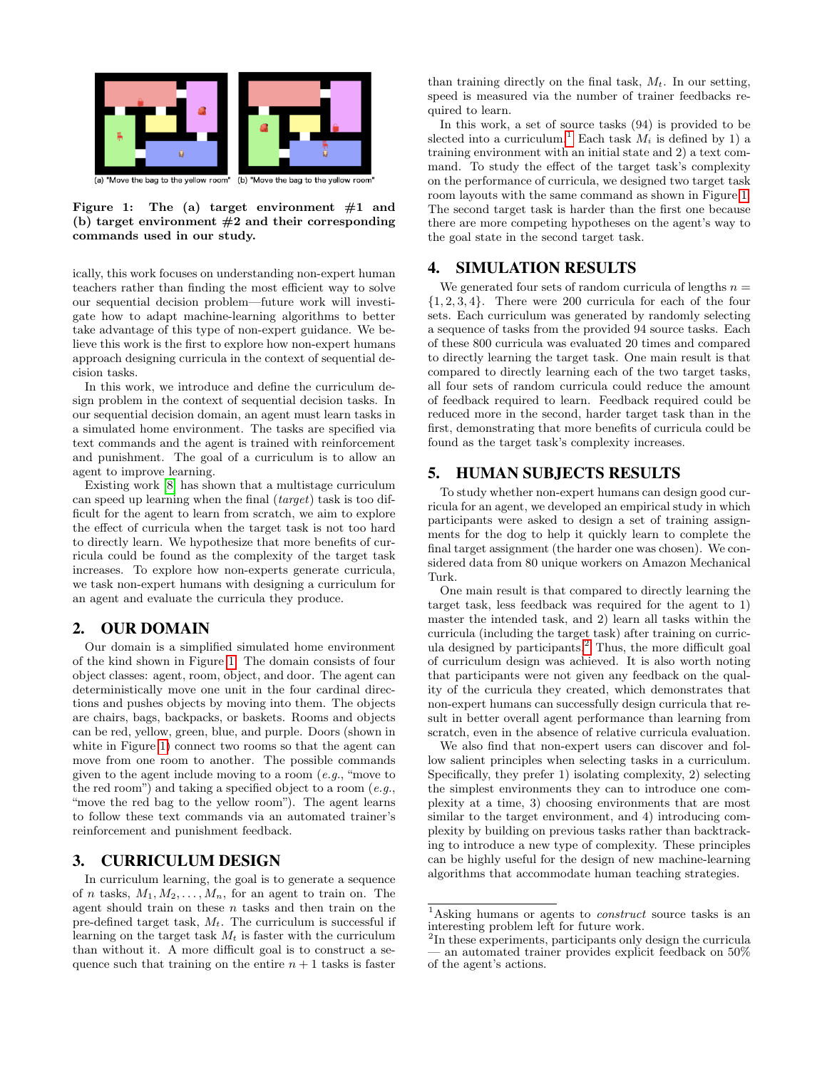(a) "Move the bag to the yellow room" (b) "Move the bag to the yellow room"

**Figure 1: The (a) target environment #1 and (b) target environment #2 and their corresponding commands used in our study.**

ically, this work focuses on understanding non-expert human teachers rather than finding the most efficient way to solve our sequential decision problem—future work will investigate how to adapt machine-learning algorithms to better take advantage of this type of non-expert guidance. We believe this work is the first to explore how non-expert humans approach designing curricula in the context of sequential decision tasks.

In this work, we introduce and define the curriculum design problem in the context of sequential decision tasks. In our sequential decision domain, an agent must learn tasks in a simulated home environment. The tasks are specified via text commands and the agent is trained with reinforcement and punishment. The goal of a curriculum is to allow an agent to improve learning.

Existing work [8] has shown that a multistage curriculum can speed up learning when the final (*target*) task is too difficult for the agent to learn from scratch, we aim to explore the effect of curricula when the target task is not too hard to directly learn. We hypothesize that more benefits of curricula could be found as the complexity of the target task increases. To explore how non-experts generate curricula, we task non-expert humans with designing a curriculum for an agent and evaluate the curricula they produce.

## 2. OUR DOMAIN

Our domain is a simplified simulated home environment of the kind shown in Figure 1. The domain consists of four object classes: agent, room, object, and door. The agent can deterministically move one unit in the four cardinal directions and pushes objects by moving into them. The objects are chairs, bags, backpacks, or baskets. Rooms and objects can be red, yellow, green, blue, and purple. Doors (shown in white in Figure 1) connect two rooms so that the agent can move from one room to another. The possible commands given to the agent include moving to a room (*e.g.*, "move to the red room") and taking a specified object to a room (*e.g.*, "move the red bag to the yellow room"). The agent learns to follow these text commands via an automated trainer's reinforcement and punishment feedback.

## 3. CURRICULUM DESIGN

In curriculum learning, the goal is to generate a sequence of $n$ tasks, $M_1, M_2, \ldots, M_n$, for an agent to train on. The agent should train on these $n$ tasks and then train on the pre-defined target task, $M_t$. The curriculum is successful if learning on the target task $M_t$ is faster with the curriculum than without it. A more difficult goal is to construct a sequence such that training on the entire $n + 1$ tasks is faster than training directly on the final task, $M_t$. In our setting, speed is measured via the number of trainer feedbacks required to learn.

In this work, a set of source tasks (94) is provided to be slected into a curriculum.[1] Each task $M_i$ is defined by 1) a training environment with an initial state and 2) a text command. To study the effect of the target task's complexity on the performance of curricula, we designed two target task room layouts with the same command as shown in Figure 1. The second target task is harder than the first one because there are more competing hypotheses on the agent's way to the goal state in the second target task.

## 4. SIMULATION RESULTS

We generated four sets of random curricula of lengths $n = \{1, 2, 3, 4\}$. There were 200 curricula for each of the four sets. Each curriculum was generated by randomly selecting a sequence of tasks from the provided 94 source tasks. Each of these 800 curricula was evaluated 20 times and compared to directly learning the target task. One main result is that compared to directly learning each of the two target tasks, all four sets of random curricula could reduce the amount of feedback required to learn. Feedback required could be reduced more in the second, harder target task than in the first, demonstrating that more benefits of curricula could be found as the target task's complexity increases.

## 5. HUMAN SUBJECTS RESULTS

To study whether non-expert humans can design good curricula for an agent, we developed an empirical study in which participants were asked to design a set of training assignments for the dog to help it quickly learn to complete the final target assignment (the harder one was chosen). We considered data from 80 unique workers on Amazon Mechanical Turk.

One main result is that compared to directly learning the target task, less feedback was required for the agent to 1) master the intended task, and 2) learn all tasks within the curricula (including the target task) after training on curricula designed by participants.[2] Thus, the more difficult goal of curriculum design was achieved. It is also worth noting that participants were not given any feedback on the quality of the curricula they created, which demonstrates that non-expert humans can successfully design curricula that result in better overall agent performance than learning from scratch, even in the absence of relative curricula evaluation.

We also find that non-expert users can discover and follow salient principles when selecting tasks in a curriculum. Specifically, they prefer 1) isolating complexity, 2) selecting the simplest environments they can to introduce one complexity at a time, 3) choosing environments that are most similar to the target environment, and 4) introducing complexity by building on previous tasks rather than backtracking to introduce a new type of complexity. These principles can be highly useful for the design of new machine-learning algorithms that accommodate human teaching strategies.

---

[1] Asking humans or agents to *construct* source tasks is an interesting problem left for future work.

[2] In these experiments, participants only design the curricula — an automated trainer provides explicit feedback on 50% of the agent's actions.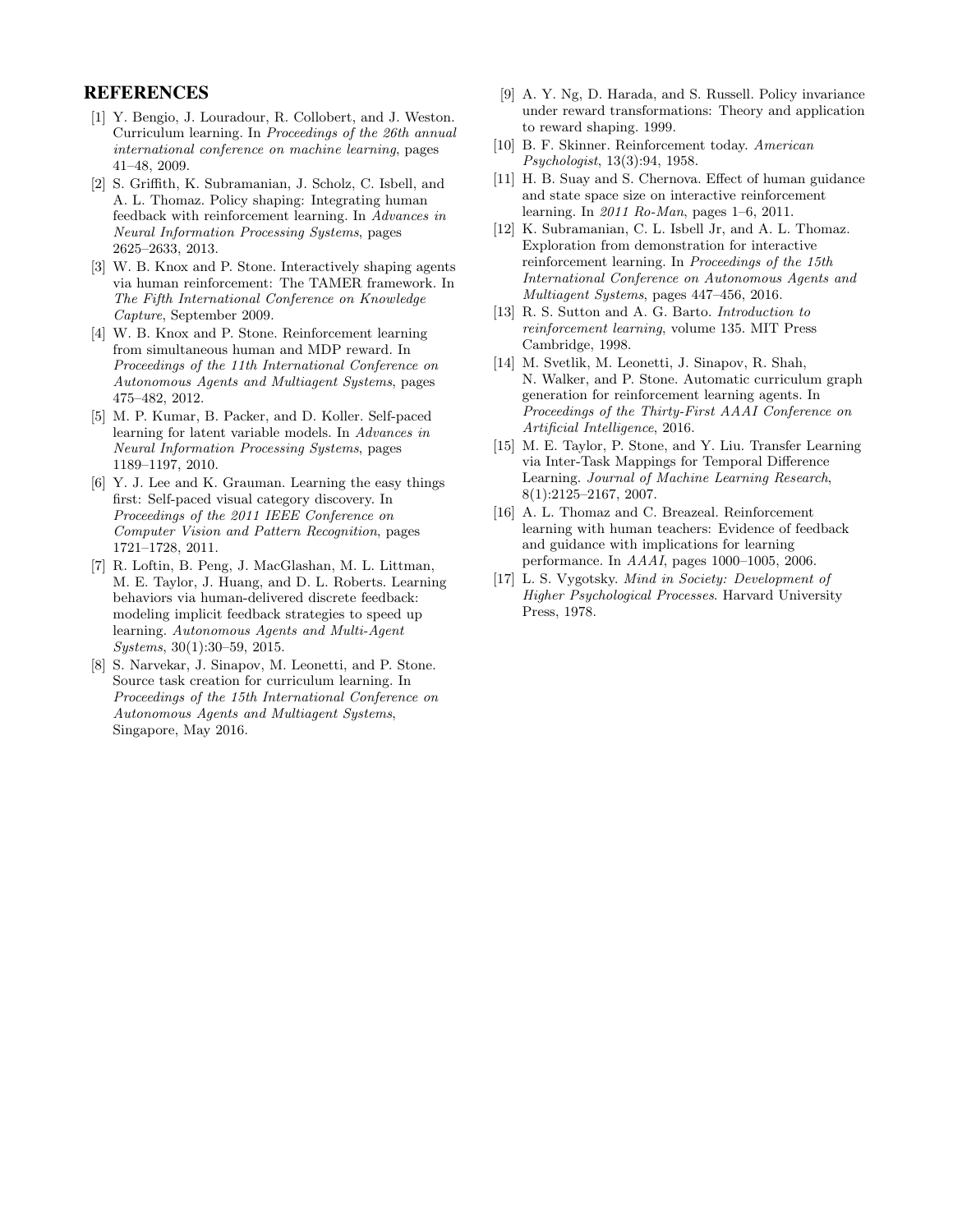## REFERENCES

[1] Y. Bengio, J. Louradour, R. Collobert, and J. Weston. Curriculum learning. In *Proceedings of the 26th annual international conference on machine learning*, pages 41–48, 2009.

[2] S. Griffith, K. Subramanian, J. Scholz, C. Isbell, and A. L. Thomaz. Policy shaping: Integrating human feedback with reinforcement learning. In *Advances in Neural Information Processing Systems*, pages 2625–2633, 2013.

[3] W. B. Knox and P. Stone. Interactively shaping agents via human reinforcement: The TAMER framework. In *The Fifth International Conference on Knowledge Capture*, September 2009.

[4] W. B. Knox and P. Stone. Reinforcement learning from simultaneous human and MDP reward. In *Proceedings of the 11th International Conference on Autonomous Agents and Multiagent Systems*, pages 475–482, 2012.

[5] M. P. Kumar, B. Packer, and D. Koller. Self-paced learning for latent variable models. In *Advances in Neural Information Processing Systems*, pages 1189–1197, 2010.

[6] Y. J. Lee and K. Grauman. Learning the easy things first: Self-paced visual category discovery. In *Proceedings of the 2011 IEEE Conference on Computer Vision and Pattern Recognition*, pages 1721–1728, 2011.

[7] R. Loftin, B. Peng, J. MacGlashan, M. L. Littman, M. E. Taylor, J. Huang, and D. L. Roberts. Learning behaviors via human-delivered discrete feedback: modeling implicit feedback strategies to speed up learning. *Autonomous Agents and Multi-Agent Systems*, 30(1):30–59, 2015.

[8] S. Narvekar, J. Sinapov, M. Leonetti, and P. Stone. Source task creation for curriculum learning. In *Proceedings of the 15th International Conference on Autonomous Agents and Multiagent Systems*, Singapore, May 2016.

[9] A. Y. Ng, D. Harada, and S. Russell. Policy invariance under reward transformations: Theory and application to reward shaping. 1999.

[10] B. F. Skinner. Reinforcement today. *American Psychologist*, 13(3):94, 1958.

[11] H. B. Suay and S. Chernova. Effect of human guidance and state space size on interactive reinforcement learning. In *2011 Ro-Man*, pages 1–6, 2011.

[12] K. Subramanian, C. L. Isbell Jr, and A. L. Thomaz. Exploration from demonstration for interactive reinforcement learning. In *Proceedings of the 15th International Conference on Autonomous Agents and Multiagent Systems*, pages 447–456, 2016.

[13] R. S. Sutton and A. G. Barto. *Introduction to reinforcement learning*, volume 135. MIT Press Cambridge, 1998.

[14] M. Svetlik, M. Leonetti, J. Sinapov, R. Shah, N. Walker, and P. Stone. Automatic curriculum graph generation for reinforcement learning agents. In *Proceedings of the Thirty-First AAAI Conference on Artificial Intelligence*, 2016.

[15] M. E. Taylor, P. Stone, and Y. Liu. Transfer Learning via Inter-Task Mappings for Temporal Difference Learning. *Journal of Machine Learning Research*, 8(1):2125–2167, 2007.

[16] A. L. Thomaz and C. Breazeal. Reinforcement learning with human teachers: Evidence of feedback and guidance with implications for learning performance. In *AAAI*, pages 1000–1005, 2006.

[17] L. S. Vygotsky. *Mind in Society: Development of Higher Psychological Processes*. Harvard University Press, 1978.